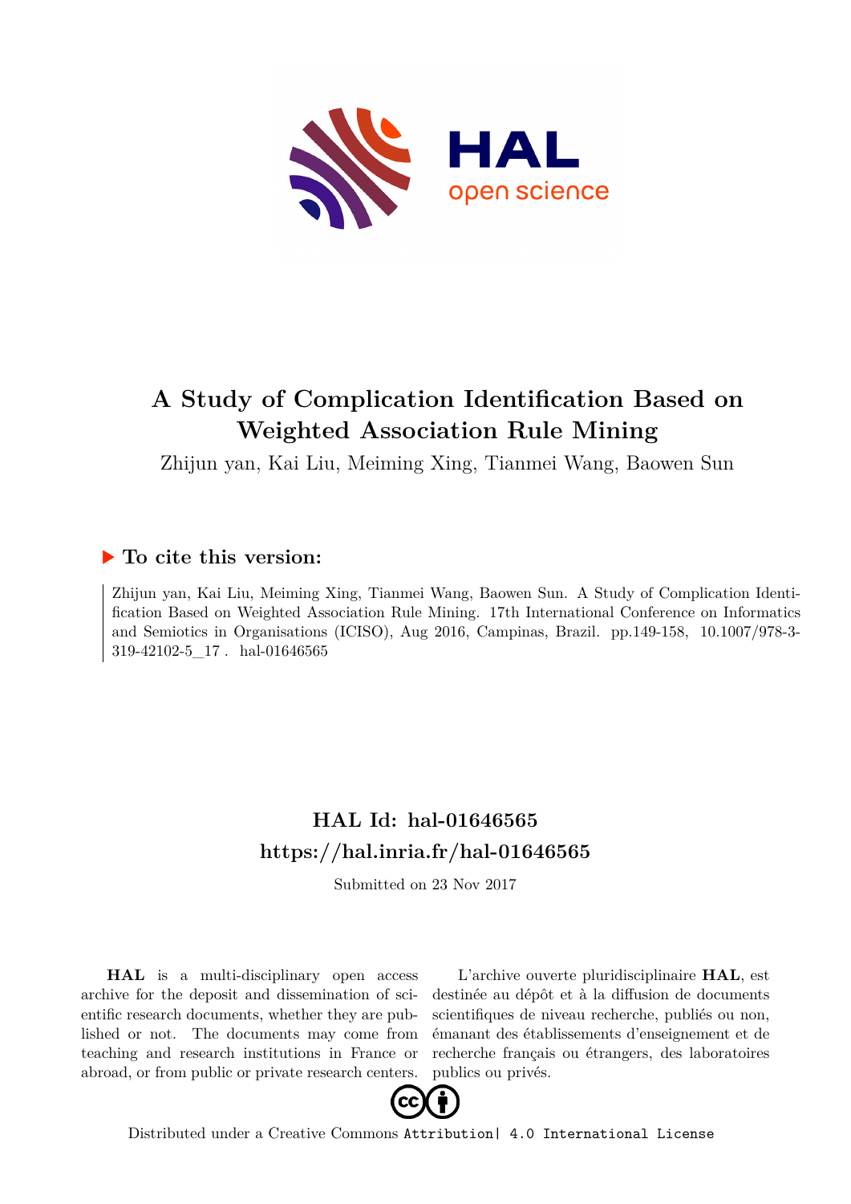# A Study of Complication Identification Based on Weighted Association Rule Mining

Zhijun yan, Kai Liu, Meiming Xing, Tianmei Wang, Baowen Sun

## ▶ To cite this version:

Zhijun yan, Kai Liu, Meiming Xing, Tianmei Wang, Baowen Sun. A Study of Complication Identification Based on Weighted Association Rule Mining. 17th International Conference on Informatics and Semiotics in Organisations (ICISO), Aug 2016, Campinas, Brazil. pp.149-158, 10.1007/978-3-319-42102-5_17 . hal-01646565

## HAL Id: hal-01646565

## https://hal.inria.fr/hal-01646565

Submitted on 23 Nov 2017

**HAL** is a multi-disciplinary open access archive for the deposit and dissemination of scientific research documents, whether they are published or not. The documents may come from teaching and research institutions in France or abroad, or from public or private research centers.

L'archive ouverte pluridisciplinaire **HAL**, est destinée au dépôt et à la diffusion de documents scientifiques de niveau recherche, publiés ou non, émanant des établissements d'enseignement et de recherche français ou étrangers, des laboratoires publics ou privés.

Distributed under a Creative Commons Attribution| 4.0 International License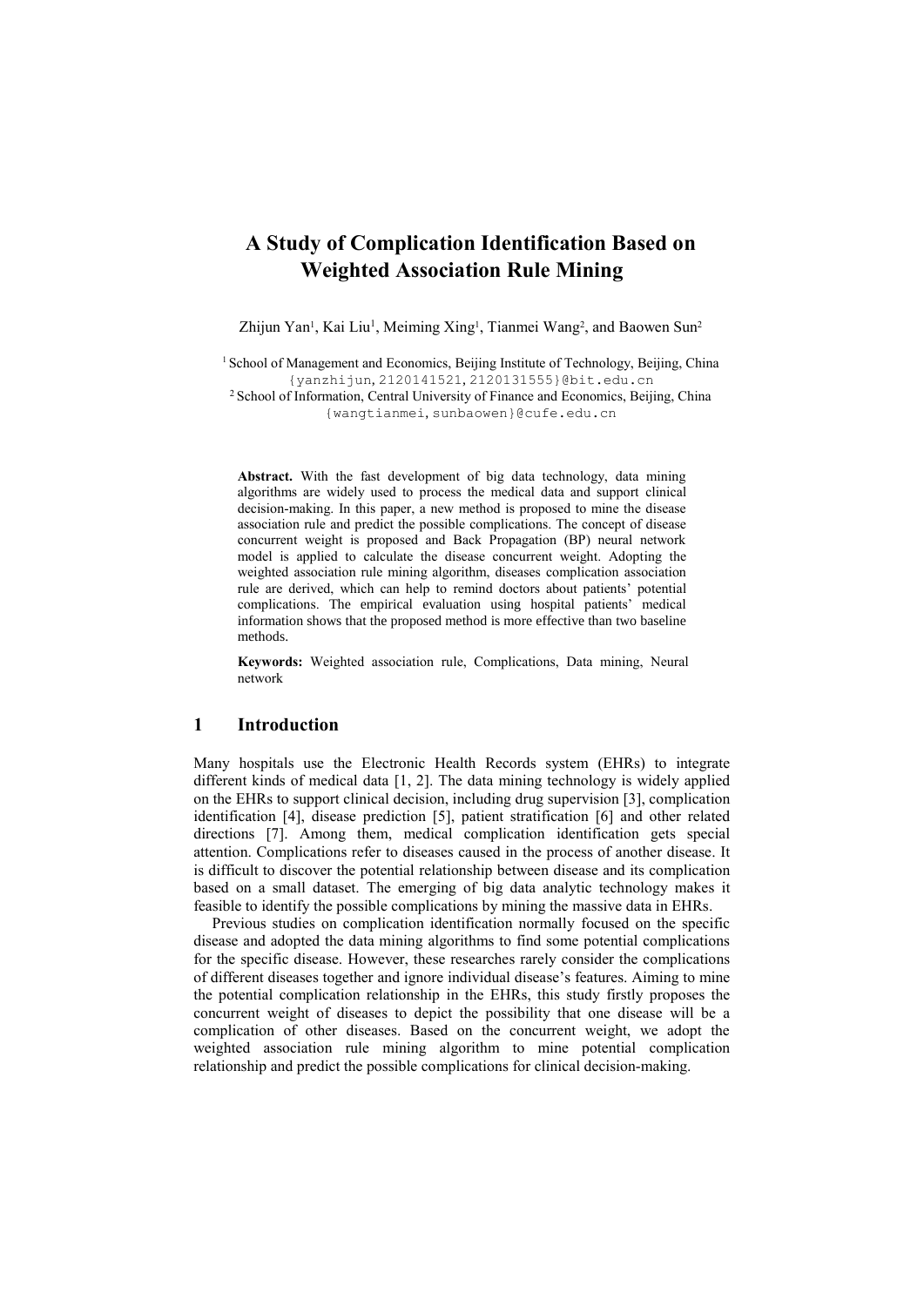# A Study of Complication Identification Based on Weighted Association Rule Mining

Zhijun Yan[1], Kai Liu[1], Meiming Xing[1], Tianmei Wang[2], and Baowen Sun[2]

[1] School of Management and Economics, Beijing Institute of Technology, Beijing, China
{yanzhijun, 2120141521, 2120131555}@bit.edu.cn
[2] School of Information, Central University of Finance and Economics, Beijing, China
{wangtianmei, sunbaowen}@cufe.edu.cn

**Abstract.** With the fast development of big data technology, data mining algorithms are widely used to process the medical data and support clinical decision-making. In this paper, a new method is proposed to mine the disease association rule and predict the possible complications. The concept of disease concurrent weight is proposed and Back Propagation (BP) neural network model is applied to calculate the disease concurrent weight. Adopting the weighted association rule mining algorithm, diseases complication association rule are derived, which can help to remind doctors about patients' potential complications. The empirical evaluation using hospital patients' medical information shows that the proposed method is more effective than two baseline methods.

**Keywords:** Weighted association rule, Complications, Data mining, Neural network

## 1 Introduction

Many hospitals use the Electronic Health Records system (EHRs) to integrate different kinds of medical data [1, 2]. The data mining technology is widely applied on the EHRs to support clinical decision, including drug supervision [3], complication identification [4], disease prediction [5], patient stratification [6] and other related directions [7]. Among them, medical complication identification gets special attention. Complications refer to diseases caused in the process of another disease. It is difficult to discover the potential relationship between disease and its complication based on a small dataset. The emerging of big data analytic technology makes it feasible to identify the possible complications by mining the massive data in EHRs.

Previous studies on complication identification normally focused on the specific disease and adopted the data mining algorithms to find some potential complications for the specific disease. However, these researches rarely consider the complications of different diseases together and ignore individual disease's features. Aiming to mine the potential complication relationship in the EHRs, this study firstly proposes the concurrent weight of diseases to depict the possibility that one disease will be a complication of other diseases. Based on the concurrent weight, we adopt the weighted association rule mining algorithm to mine potential complication relationship and predict the possible complications for clinical decision-making.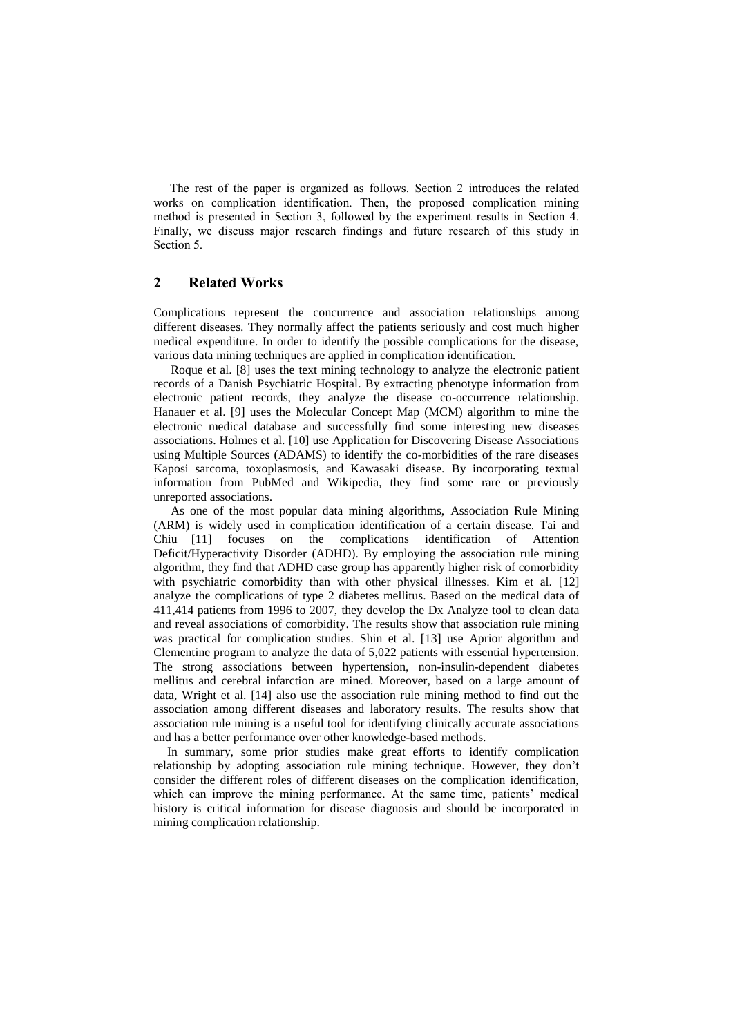The rest of the paper is organized as follows. Section 2 introduces the related works on complication identification. Then, the proposed complication mining method is presented in Section 3, followed by the experiment results in Section 4. Finally, we discuss major research findings and future research of this study in Section 5.

## 2 Related Works

Complications represent the concurrence and association relationships among different diseases. They normally affect the patients seriously and cost much higher medical expenditure. In order to identify the possible complications for the disease, various data mining techniques are applied in complication identification.

Roque et al. [8] uses the text mining technology to analyze the electronic patient records of a Danish Psychiatric Hospital. By extracting phenotype information from electronic patient records, they analyze the disease co-occurrence relationship. Hanauer et al. [9] uses the Molecular Concept Map (MCM) algorithm to mine the electronic medical database and successfully find some interesting new diseases associations. Holmes et al. [10] use Application for Discovering Disease Associations using Multiple Sources (ADAMS) to identify the co-morbidities of the rare diseases Kaposi sarcoma, toxoplasmosis, and Kawasaki disease. By incorporating textual information from PubMed and Wikipedia, they find some rare or previously unreported associations.

As one of the most popular data mining algorithms, Association Rule Mining (ARM) is widely used in complication identification of a certain disease. Tai and Chiu [11] focuses on the complications identification of Attention Deficit/Hyperactivity Disorder (ADHD). By employing the association rule mining algorithm, they find that ADHD case group has apparently higher risk of comorbidity with psychiatric comorbidity than with other physical illnesses. Kim et al. [12] analyze the complications of type 2 diabetes mellitus. Based on the medical data of 411,414 patients from 1996 to 2007, they develop the Dx Analyze tool to clean data and reveal associations of comorbidity. The results show that association rule mining was practical for complication studies. Shin et al. [13] use Aprior algorithm and Clementine program to analyze the data of 5,022 patients with essential hypertension. The strong associations between hypertension, non-insulin-dependent diabetes mellitus and cerebral infarction are mined. Moreover, based on a large amount of data, Wright et al. [14] also use the association rule mining method to find out the association among different diseases and laboratory results. The results show that association rule mining is a useful tool for identifying clinically accurate associations and has a better performance over other knowledge-based methods.

In summary, some prior studies make great efforts to identify complication relationship by adopting association rule mining technique. However, they don't consider the different roles of different diseases on the complication identification, which can improve the mining performance. At the same time, patients' medical history is critical information for disease diagnosis and should be incorporated in mining complication relationship.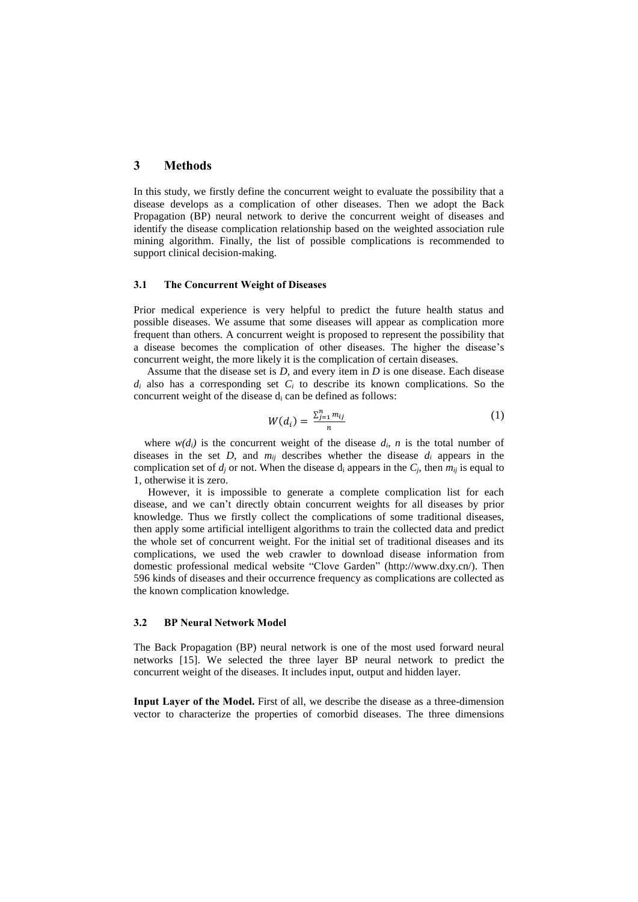## 3 Methods

In this study, we firstly define the concurrent weight to evaluate the possibility that a disease develops as a complication of other diseases. Then we adopt the Back Propagation (BP) neural network to derive the concurrent weight of diseases and identify the disease complication relationship based on the weighted association rule mining algorithm. Finally, the list of possible complications is recommended to support clinical decision-making.

### 3.1 The Concurrent Weight of Diseases

Prior medical experience is very helpful to predict the future health status and possible diseases. We assume that some diseases will appear as complication more frequent than others. A concurrent weight is proposed to represent the possibility that a disease becomes the complication of other diseases. The higher the disease's concurrent weight, the more likely it is the complication of certain diseases.

Assume that the disease set is $D$, and every item in $D$ is one disease. Each disease $d_i$ also has a corresponding set $C_i$ to describe its known complications. So the concurrent weight of the disease $d_i$ can be defined as follows:

$$W(d_i) = \frac{\sum_{j=1}^{n} m_{ij}}{n} \tag{1}$$

where $w(d_i)$ is the concurrent weight of the disease $d_i$, $n$ is the total number of diseases in the set $D$, and $m_{ij}$ describes whether the disease $d_i$ appears in the complication set of $d_j$ or not. When the disease $d_i$ appears in the $C_j$, then $m_{ij}$ is equal to 1, otherwise it is zero.

However, it is impossible to generate a complete complication list for each disease, and we can't directly obtain concurrent weights for all diseases by prior knowledge. Thus we firstly collect the complications of some traditional diseases, then apply some artificial intelligent algorithms to train the collected data and predict the whole set of concurrent weight. For the initial set of traditional diseases and its complications, we used the web crawler to download disease information from domestic professional medical website "Clove Garden" (http://www.dxy.cn/). Then 596 kinds of diseases and their occurrence frequency as complications are collected as the known complication knowledge.

### 3.2 BP Neural Network Model

The Back Propagation (BP) neural network is one of the most used forward neural networks [15]. We selected the three layer BP neural network to predict the concurrent weight of the diseases. It includes input, output and hidden layer.

**Input Layer of the Model.** First of all, we describe the disease as a three-dimension vector to characterize the properties of comorbid diseases. The three dimensions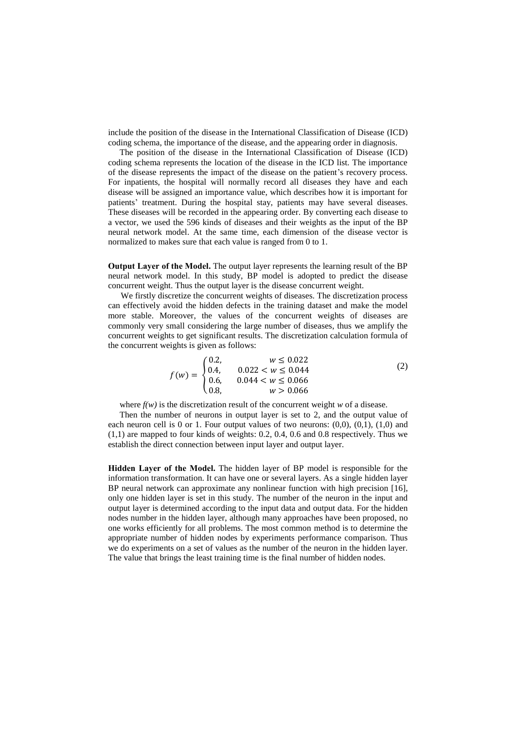include the position of the disease in the International Classification of Disease (ICD) coding schema, the importance of the disease, and the appearing order in diagnosis.

The position of the disease in the International Classification of Disease (ICD) coding schema represents the location of the disease in the ICD list. The importance of the disease represents the impact of the disease on the patient's recovery process. For inpatients, the hospital will normally record all diseases they have and each disease will be assigned an importance value, which describes how it is important for patients' treatment. During the hospital stay, patients may have several diseases. These diseases will be recorded in the appearing order. By converting each disease to a vector, we used the 596 kinds of diseases and their weights as the input of the BP neural network model. At the same time, each dimension of the disease vector is normalized to makes sure that each value is ranged from 0 to 1.

**Output Layer of the Model.** The output layer represents the learning result of the BP neural network model. In this study, BP model is adopted to predict the disease concurrent weight. Thus the output layer is the disease concurrent weight.

We firstly discretize the concurrent weights of diseases. The discretization process can effectively avoid the hidden defects in the training dataset and make the model more stable. Moreover, the values of the concurrent weights of diseases are commonly very small considering the large number of diseases, thus we amplify the concurrent weights to get significant results. The discretization calculation formula of the concurrent weights is given as follows:

$$f(w) = \begin{cases} 0.2, & w \leq 0.022 \\ 0.4, & 0.022 < w \leq 0.044 \\ 0.6, & 0.044 < w \leq 0.066 \\ 0.8, & w > 0.066 \end{cases} \tag{2}$$

where $f(w)$ is the discretization result of the concurrent weight $w$ of a disease.

Then the number of neurons in output layer is set to 2, and the output value of each neuron cell is 0 or 1. Four output values of two neurons: (0,0), (0,1), (1,0) and (1,1) are mapped to four kinds of weights: 0.2, 0.4, 0.6 and 0.8 respectively. Thus we establish the direct connection between input layer and output layer.

**Hidden Layer of the Model.** The hidden layer of BP model is responsible for the information transformation. It can have one or several layers. As a single hidden layer BP neural network can approximate any nonlinear function with high precision [16], only one hidden layer is set in this study. The number of the neuron in the input and output layer is determined according to the input data and output data. For the hidden nodes number in the hidden layer, although many approaches have been proposed, no one works efficiently for all problems. The most common method is to determine the appropriate number of hidden nodes by experiments performance comparison. Thus we do experiments on a set of values as the number of the neuron in the hidden layer. The value that brings the least training time is the final number of hidden nodes.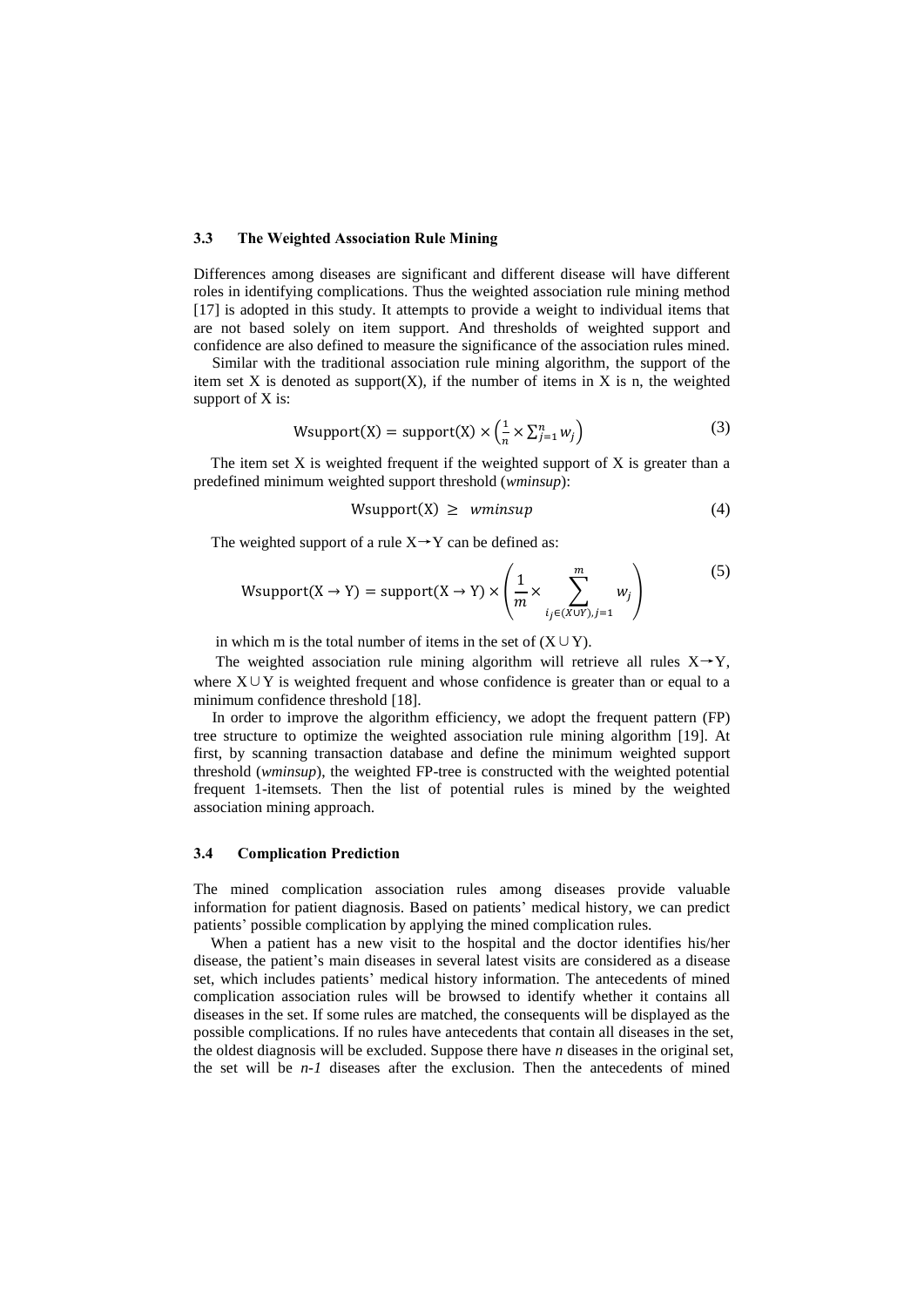### 3.3 The Weighted Association Rule Mining

Differences among diseases are significant and different disease will have different roles in identifying complications. Thus the weighted association rule mining method [17] is adopted in this study. It attempts to provide a weight to individual items that are not based solely on item support. And thresholds of weighted support and confidence are also defined to measure the significance of the association rules mined.

Similar with the traditional association rule mining algorithm, the support of the item set X is denoted as support(X), if the number of items in X is n, the weighted support of X is:

$$\text{Wsupport(X)} = \text{support(X)} \times \left(\frac{1}{n} \times \sum_{j=1}^{n} w_j\right) \tag{3}$$

The item set X is weighted frequent if the weighted support of X is greater than a predefined minimum weighted support threshold (*wminsup*):

$$\text{Wsupport(X)} \geq \ wminsup \tag{4}$$

The weighted support of a rule X→Y can be defined as:

$$\text{Wsupport(X} \rightarrow \text{Y)} = \text{support(X} \rightarrow \text{Y)} \times \left(\frac{1}{m} \times \sum_{i_j \in (X \cup Y), j=1}^{m} w_j\right) \tag{5}$$

in which m is the total number of items in the set of $(X \cup Y)$.

The weighted association rule mining algorithm will retrieve all rules X→Y, where $X \cup Y$ is weighted frequent and whose confidence is greater than or equal to a minimum confidence threshold [18].

In order to improve the algorithm efficiency, we adopt the frequent pattern (FP) tree structure to optimize the weighted association rule mining algorithm [19]. At first, by scanning transaction database and define the minimum weighted support threshold (*wminsup*), the weighted FP-tree is constructed with the weighted potential frequent 1-itemsets. Then the list of potential rules is mined by the weighted association mining approach.

### 3.4 Complication Prediction

The mined complication association rules among diseases provide valuable information for patient diagnosis. Based on patients' medical history, we can predict patients' possible complication by applying the mined complication rules.

When a patient has a new visit to the hospital and the doctor identifies his/her disease, the patient's main diseases in several latest visits are considered as a disease set, which includes patients' medical history information. The antecedents of mined complication association rules will be browsed to identify whether it contains all diseases in the set. If some rules are matched, the consequents will be displayed as the possible complications. If no rules have antecedents that contain all diseases in the set, the oldest diagnosis will be excluded. Suppose there have *n* diseases in the original set, the set will be *n-1* diseases after the exclusion. Then the antecedents of mined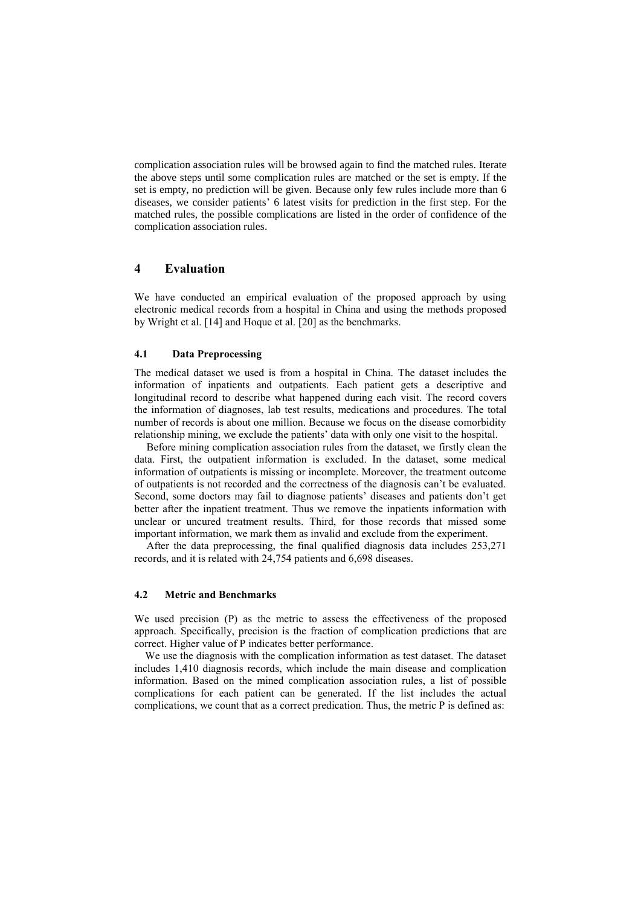complication association rules will be browsed again to find the matched rules. Iterate the above steps until some complication rules are matched or the set is empty. If the set is empty, no prediction will be given. Because only few rules include more than 6 diseases, we consider patients' 6 latest visits for prediction in the first step. For the matched rules, the possible complications are listed in the order of confidence of the complication association rules.

# 4 Evaluation

We have conducted an empirical evaluation of the proposed approach by using electronic medical records from a hospital in China and using the methods proposed by Wright et al. [14] and Hoque et al. [20] as the benchmarks.

## 4.1 Data Preprocessing

The medical dataset we used is from a hospital in China. The dataset includes the information of inpatients and outpatients. Each patient gets a descriptive and longitudinal record to describe what happened during each visit. The record covers the information of diagnoses, lab test results, medications and procedures. The total number of records is about one million. Because we focus on the disease comorbidity relationship mining, we exclude the patients' data with only one visit to the hospital.

Before mining complication association rules from the dataset, we firstly clean the data. First, the outpatient information is excluded. In the dataset, some medical information of outpatients is missing or incomplete. Moreover, the treatment outcome of outpatients is not recorded and the correctness of the diagnosis can't be evaluated. Second, some doctors may fail to diagnose patients' diseases and patients don't get better after the inpatient treatment. Thus we remove the inpatients information with unclear or uncured treatment results. Third, for those records that missed some important information, we mark them as invalid and exclude from the experiment.

After the data preprocessing, the final qualified diagnosis data includes 253,271 records, and it is related with 24,754 patients and 6,698 diseases.

## 4.2 Metric and Benchmarks

We used precision (P) as the metric to assess the effectiveness of the proposed approach. Specifically, precision is the fraction of complication predictions that are correct. Higher value of P indicates better performance.

We use the diagnosis with the complication information as test dataset. The dataset includes 1,410 diagnosis records, which include the main disease and complication information. Based on the mined complication association rules, a list of possible complications for each patient can be generated. If the list includes the actual complications, we count that as a correct predication. Thus, the metric P is defined as: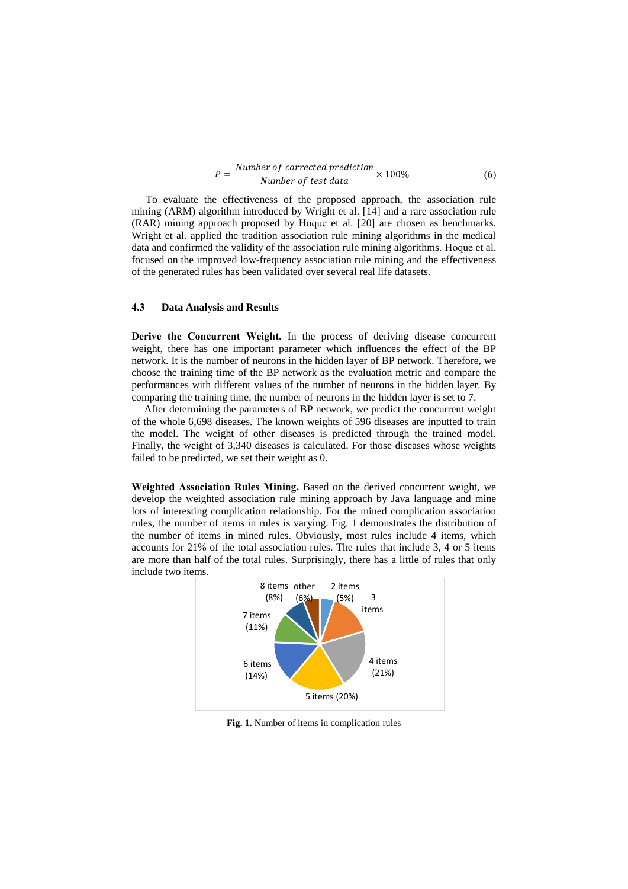$$P = \frac{Number\ of\ corrected\ prediction}{Number\ of\ test\ data} \times 100\% \tag{6}$$

To evaluate the effectiveness of the proposed approach, the association rule mining (ARM) algorithm introduced by Wright et al. [14] and a rare association rule (RAR) mining approach proposed by Hoque et al. [20] are chosen as benchmarks. Wright et al. applied the tradition association rule mining algorithms in the medical data and confirmed the validity of the association rule mining algorithms. Hoque et al. focused on the improved low-frequency association rule mining and the effectiveness of the generated rules has been validated over several real life datasets.

### 4.3 Data Analysis and Results

**Derive the Concurrent Weight.** In the process of deriving disease concurrent weight, there has one important parameter which influences the effect of the BP network. It is the number of neurons in the hidden layer of BP network. Therefore, we choose the training time of the BP network as the evaluation metric and compare the performances with different values of the number of neurons in the hidden layer. By comparing the training time, the number of neurons in the hidden layer is set to 7.

After determining the parameters of BP network, we predict the concurrent weight of the whole 6,698 diseases. The known weights of 596 diseases are inputted to train the model. The weight of other diseases is predicted through the trained model. Finally, the weight of 3,340 diseases is calculated. For those diseases whose weights failed to be predicted, we set their weight as 0.

**Weighted Association Rules Mining.** Based on the derived concurrent weight, we develop the weighted association rule mining approach by Java language and mine lots of interesting complication relationship. For the mined complication association rules, the number of items in rules is varying. Fig. 1 demonstrates the distribution of the number of items in mined rules. Obviously, most rules include 4 items, which accounts for 21% of the total association rules. The rules that include 3, 4 or 5 items are more than half of the total rules. Surprisingly, there has a little of rules that only include two items.

**Fig. 1.** Number of items in complication rules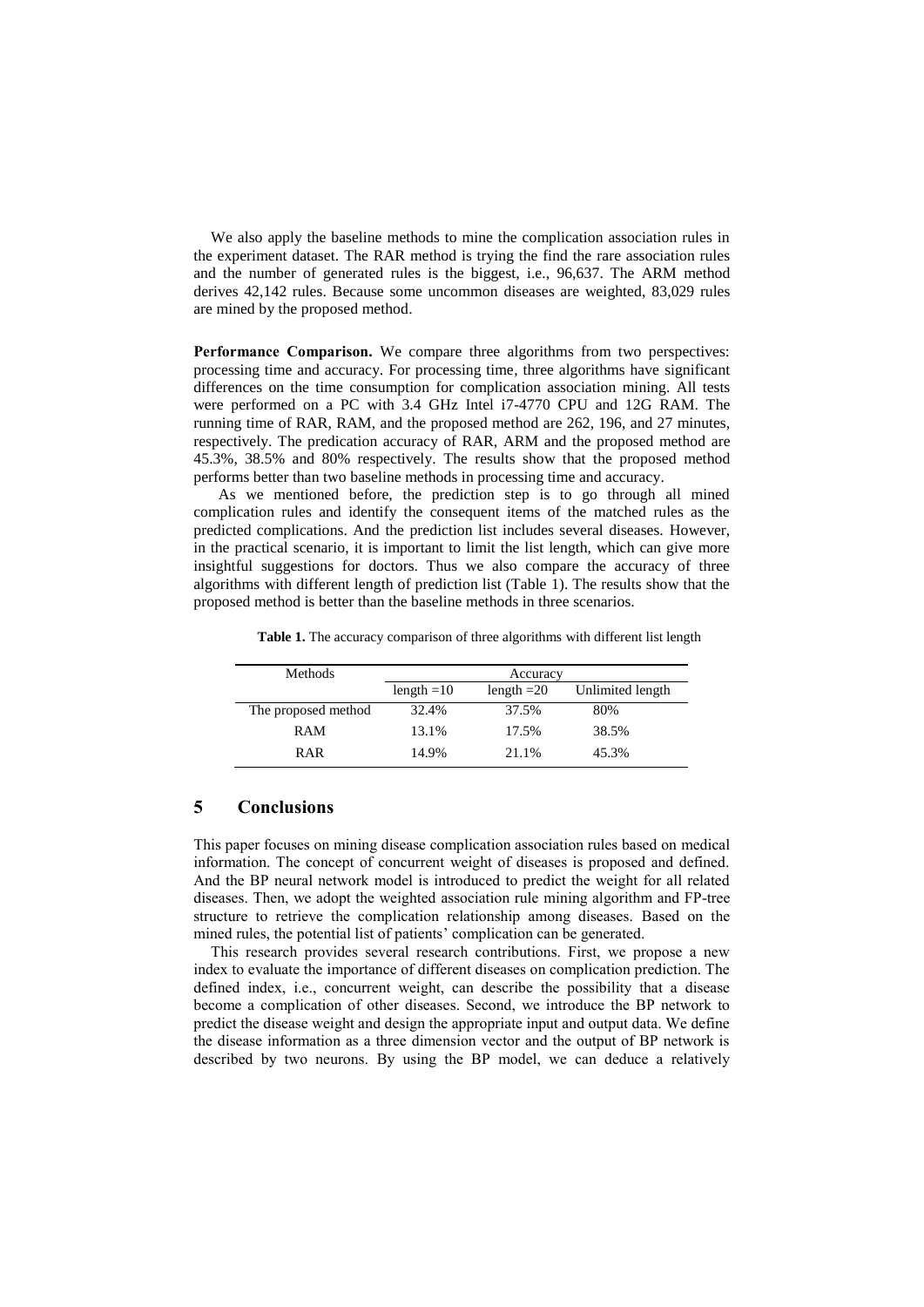We also apply the baseline methods to mine the complication association rules in the experiment dataset. The RAR method is trying the find the rare association rules and the number of generated rules is the biggest, i.e., 96,637. The ARM method derives 42,142 rules. Because some uncommon diseases are weighted, 83,029 rules are mined by the proposed method.

**Performance Comparison.** We compare three algorithms from two perspectives: processing time and accuracy. For processing time, three algorithms have significant differences on the time consumption for complication association mining. All tests were performed on a PC with 3.4 GHz Intel i7-4770 CPU and 12G RAM. The running time of RAR, RAM, and the proposed method are 262, 196, and 27 minutes, respectively. The predication accuracy of RAR, ARM and the proposed method are 45.3%, 38.5% and 80% respectively. The results show that the proposed method performs better than two baseline methods in processing time and accuracy.

As we mentioned before, the prediction step is to go through all mined complication rules and identify the consequent items of the matched rules as the predicted complications. And the prediction list includes several diseases. However, in the practical scenario, it is important to limit the list length, which can give more insightful suggestions for doctors. Thus we also compare the accuracy of three algorithms with different length of prediction list (Table 1). The results show that the proposed method is better than the baseline methods in three scenarios.

**Table 1.** The accuracy comparison of three algorithms with different list length

| Methods | Accuracy | | |
|---|---|---|---|
| | length =10 | length =20 | Unlimited length |
| The proposed method | 32.4% | 37.5% | 80% |
| RAM | 13.1% | 17.5% | 38.5% |
| RAR | 14.9% | 21.1% | 45.3% |

## 5 Conclusions

This paper focuses on mining disease complication association rules based on medical information. The concept of concurrent weight of diseases is proposed and defined. And the BP neural network model is introduced to predict the weight for all related diseases. Then, we adopt the weighted association rule mining algorithm and FP-tree structure to retrieve the complication relationship among diseases. Based on the mined rules, the potential list of patients' complication can be generated.

This research provides several research contributions. First, we propose a new index to evaluate the importance of different diseases on complication prediction. The defined index, i.e., concurrent weight, can describe the possibility that a disease become a complication of other diseases. Second, we introduce the BP network to predict the disease weight and design the appropriate input and output data. We define the disease information as a three dimension vector and the output of BP network is described by two neurons. By using the BP model, we can deduce a relatively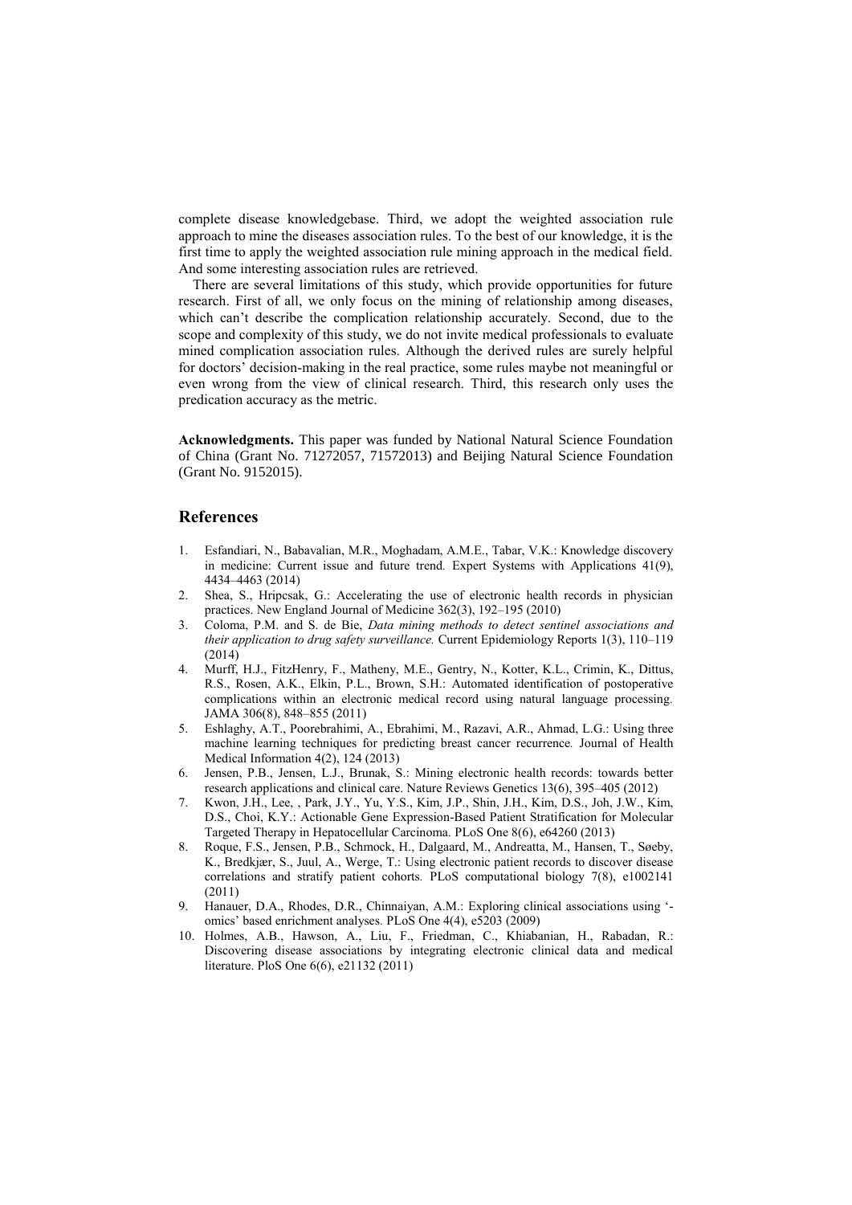complete disease knowledgebase. Third, we adopt the weighted association rule approach to mine the diseases association rules. To the best of our knowledge, it is the first time to apply the weighted association rule mining approach in the medical field. And some interesting association rules are retrieved.

There are several limitations of this study, which provide opportunities for future research. First of all, we only focus on the mining of relationship among diseases, which can't describe the complication relationship accurately. Second, due to the scope and complexity of this study, we do not invite medical professionals to evaluate mined complication association rules. Although the derived rules are surely helpful for doctors' decision-making in the real practice, some rules maybe not meaningful or even wrong from the view of clinical research. Third, this research only uses the predication accuracy as the metric.

**Acknowledgments.** This paper was funded by National Natural Science Foundation of China (Grant No. 71272057, 71572013) and Beijing Natural Science Foundation (Grant No. 9152015).

## References

1. Esfandiari, N., Babavalian, M.R., Moghadam, A.M.E., Tabar, V.K.: Knowledge discovery in medicine: Current issue and future trend. Expert Systems with Applications 41(9), 4434–4463 (2014)
2. Shea, S., Hripcsak, G.: Accelerating the use of electronic health records in physician practices. New England Journal of Medicine 362(3), 192–195 (2010)
3. Coloma, P.M. and S. de Bie, *Data mining methods to detect sentinel associations and their application to drug safety surveillance.* Current Epidemiology Reports 1(3), 110–119 (2014)
4. Murff, H.J., FitzHenry, F., Matheny, M.E., Gentry, N., Kotter, K.L., Crimin, K., Dittus, R.S., Rosen, A.K., Elkin, P.L., Brown, S.H.: Automated identification of postoperative complications within an electronic medical record using natural language processing. JAMA 306(8), 848–855 (2011)
5. Eshlaghy, A.T., Poorebrahimi, A., Ebrahimi, M., Razavi, A.R., Ahmad, L.G.: Using three machine learning techniques for predicting breast cancer recurrence. Journal of Health Medical Information 4(2), 124 (2013)
6. Jensen, P.B., Jensen, L.J., Brunak, S.: Mining electronic health records: towards better research applications and clinical care. Nature Reviews Genetics 13(6), 395–405 (2012)
7. Kwon, J.H., Lee, , Park, J.Y., Yu, Y.S., Kim, J.P., Shin, J.H., Kim, D.S., Joh, J.W., Kim, D.S., Choi, K.Y.: Actionable Gene Expression-Based Patient Stratification for Molecular Targeted Therapy in Hepatocellular Carcinoma. PLoS One 8(6), e64260 (2013)
8. Roque, F.S., Jensen, P.B., Schmock, H., Dalgaard, M., Andreatta, M., Hansen, T., Søeby, K., Bredkjær, S., Juul, A., Werge, T.: Using electronic patient records to discover disease correlations and stratify patient cohorts. PLoS computational biology 7(8), e1002141 (2011)
9. Hanauer, D.A., Rhodes, D.R., Chinnaiyan, A.M.: Exploring clinical associations using '-omics' based enrichment analyses. PLoS One 4(4), e5203 (2009)
10. Holmes, A.B., Hawson, A., Liu, F., Friedman, C., Khiabanian, H., Rabadan, R.: Discovering disease associations by integrating electronic clinical data and medical literature. PloS One 6(6), e21132 (2011)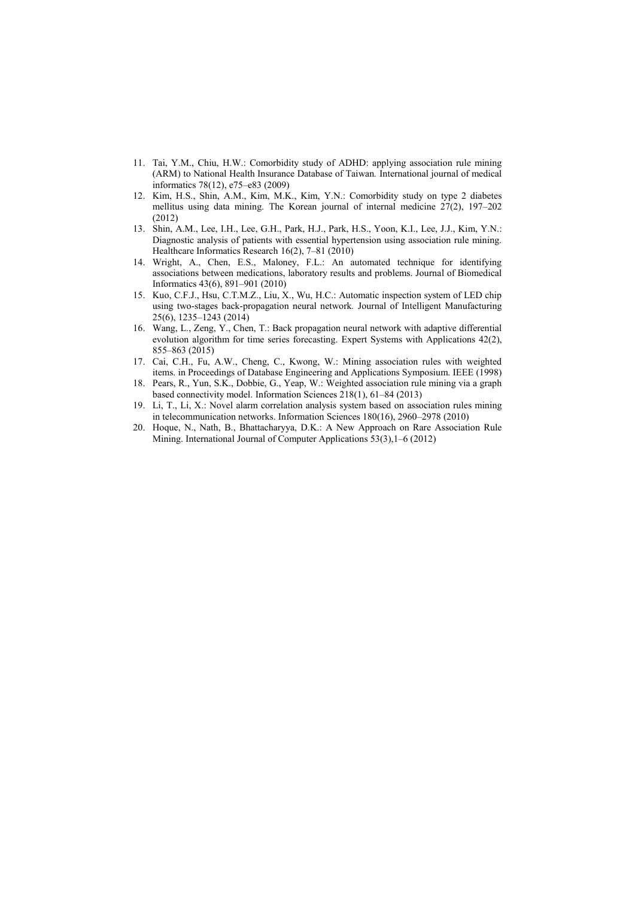11. Tai, Y.M., Chiu, H.W.: Comorbidity study of ADHD: applying association rule mining (ARM) to National Health Insurance Database of Taiwan. International journal of medical informatics 78(12), e75–e83 (2009)
12. Kim, H.S., Shin, A.M., Kim, M.K., Kim, Y.N.: Comorbidity study on type 2 diabetes mellitus using data mining. The Korean journal of internal medicine 27(2), 197–202 (2012)
13. Shin, A.M., Lee, I.H., Lee, G.H., Park, H.J., Park, H.S., Yoon, K.I., Lee, J.J., Kim, Y.N.: Diagnostic analysis of patients with essential hypertension using association rule mining. Healthcare Informatics Research 16(2), 7–81 (2010)
14. Wright, A., Chen, E.S., Maloney, F.L.: An automated technique for identifying associations between medications, laboratory results and problems. Journal of Biomedical Informatics 43(6), 891–901 (2010)
15. Kuo, C.F.J., Hsu, C.T.M.Z., Liu, X., Wu, H.C.: Automatic inspection system of LED chip using two-stages back-propagation neural network. Journal of Intelligent Manufacturing 25(6), 1235–1243 (2014)
16. Wang, L., Zeng, Y., Chen, T.: Back propagation neural network with adaptive differential evolution algorithm for time series forecasting. Expert Systems with Applications 42(2), 855–863 (2015)
17. Cai, C.H., Fu, A.W., Cheng, C., Kwong, W.: Mining association rules with weighted items. in Proceedings of Database Engineering and Applications Symposium. IEEE (1998)
18. Pears, R., Yun, S.K., Dobbie, G., Yeap, W.: Weighted association rule mining via a graph based connectivity model. Information Sciences 218(1), 61–84 (2013)
19. Li, T., Li, X.: Novel alarm correlation analysis system based on association rules mining in telecommunication networks. Information Sciences 180(16), 2960–2978 (2010)
20. Hoque, N., Nath, B., Bhattacharyya, D.K.: A New Approach on Rare Association Rule Mining. International Journal of Computer Applications 53(3),1–6 (2012)